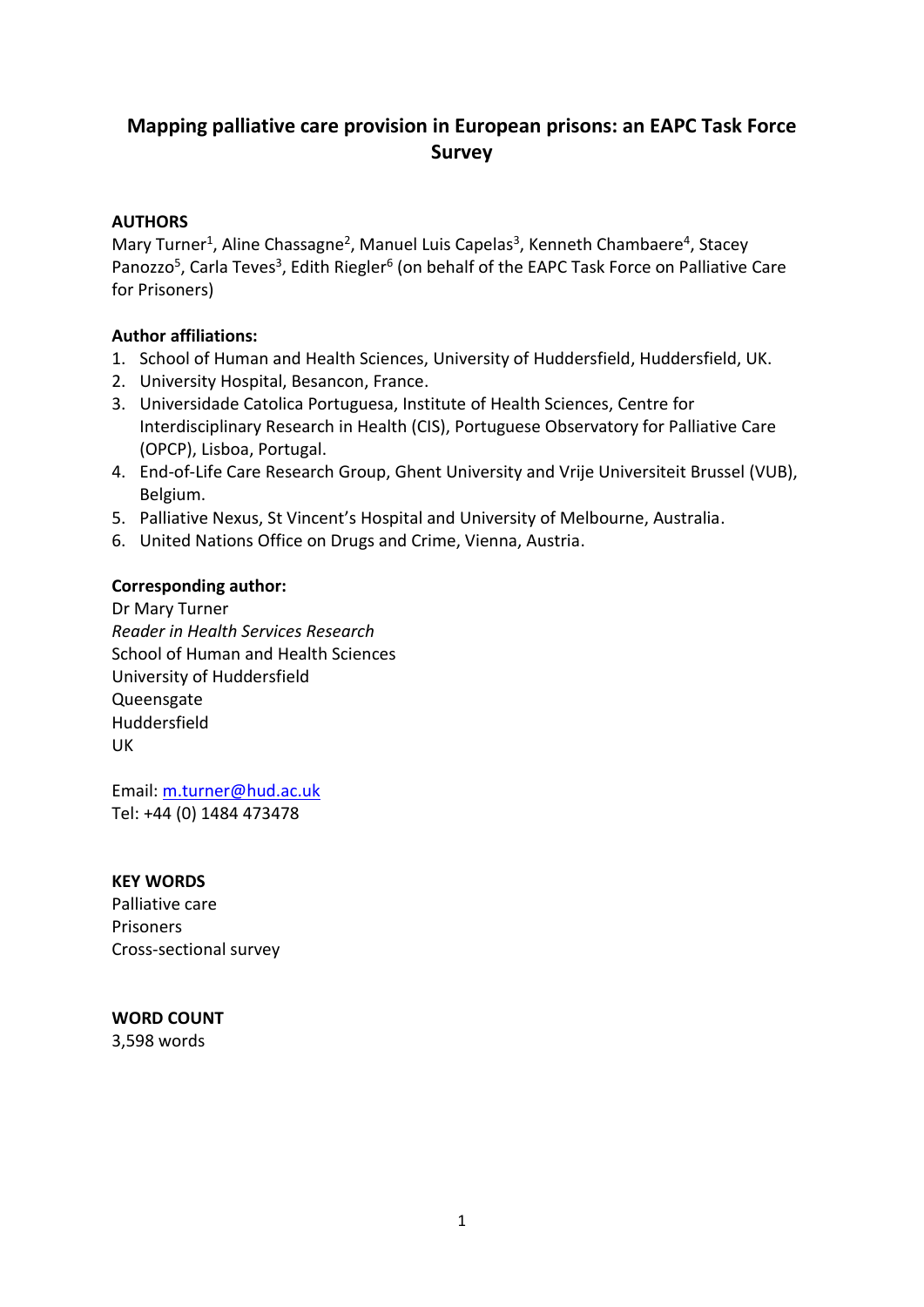# Mapping palliative care provision in European prisons: an EAPC Task Force Survey

**AUTHORS**

Mary Turner[1], Aline Chassagne[2], Manuel Luis Capelas[3], Kenneth Chambaere[4], Stacey Panozzo[5], Carla Teves[3], Edith Riegler[6] (on behalf of the EAPC Task Force on Palliative Care for Prisoners)

**Author affiliations:**

1. School of Human and Health Sciences, University of Huddersfield, Huddersfield, UK.
2. University Hospital, Besancon, France.
3. Universidade Catolica Portuguesa, Institute of Health Sciences, Centre for Interdisciplinary Research in Health (CIS), Portuguese Observatory for Palliative Care (OPCP), Lisboa, Portugal.
4. End-of-Life Care Research Group, Ghent University and Vrije Universiteit Brussel (VUB), Belgium.
5. Palliative Nexus, St Vincent's Hospital and University of Melbourne, Australia.
6. United Nations Office on Drugs and Crime, Vienna, Austria.

**Corresponding author:**

Dr Mary Turner
*Reader in Health Services Research*
School of Human and Health Sciences
University of Huddersfield
Queensgate
Huddersfield
UK

Email: m.turner@hud.ac.uk
Tel: +44 (0) 1484 473478

**KEY WORDS**

Palliative care
Prisoners
Cross-sectional survey

**WORD COUNT**

3,598 words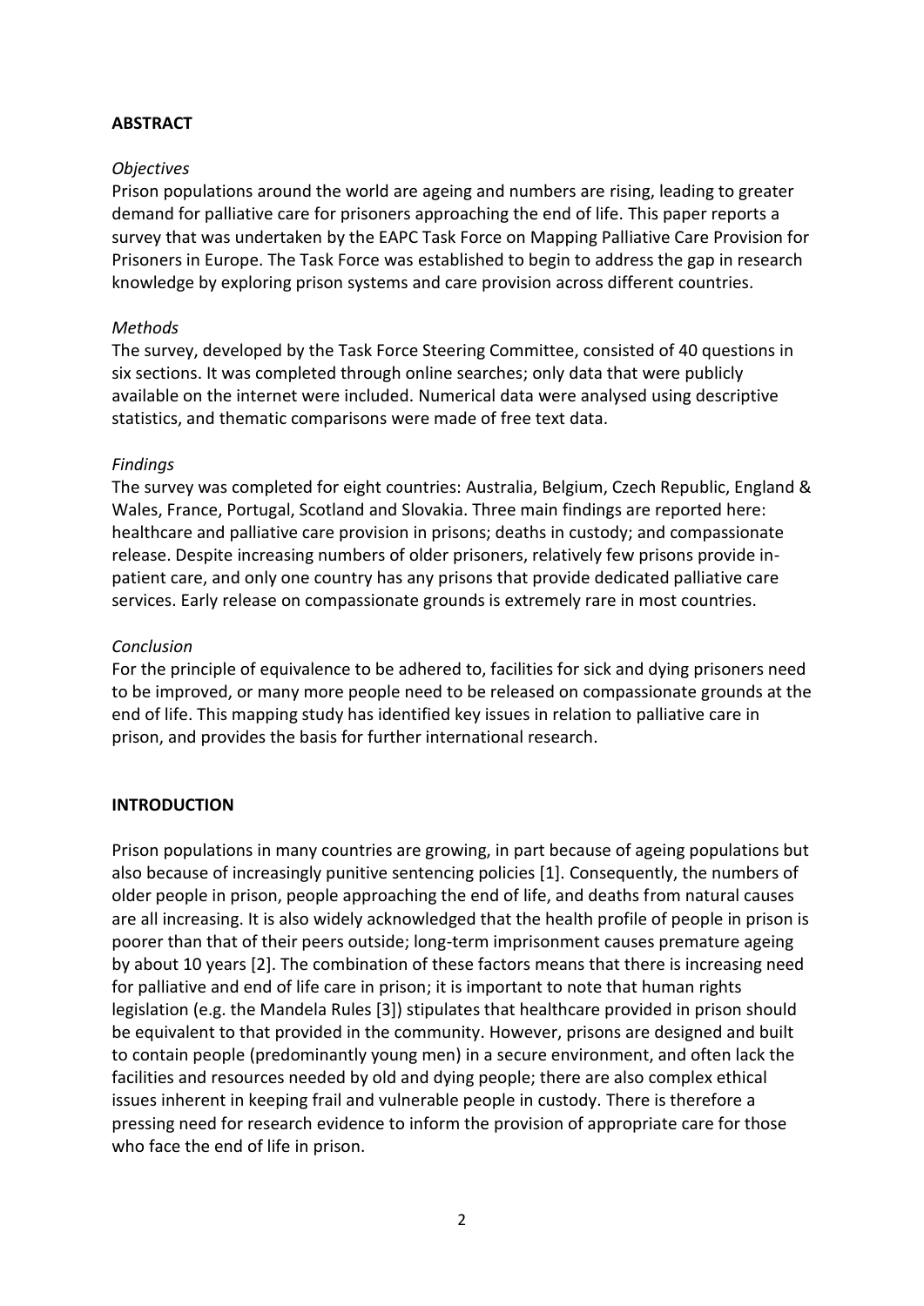## ABSTRACT

*Objectives*

Prison populations around the world are ageing and numbers are rising, leading to greater demand for palliative care for prisoners approaching the end of life. This paper reports a survey that was undertaken by the EAPC Task Force on Mapping Palliative Care Provision for Prisoners in Europe. The Task Force was established to begin to address the gap in research knowledge by exploring prison systems and care provision across different countries.

*Methods*

The survey, developed by the Task Force Steering Committee, consisted of 40 questions in six sections. It was completed through online searches; only data that were publicly available on the internet were included. Numerical data were analysed using descriptive statistics, and thematic comparisons were made of free text data.

*Findings*

The survey was completed for eight countries: Australia, Belgium, Czech Republic, England & Wales, France, Portugal, Scotland and Slovakia. Three main findings are reported here: healthcare and palliative care provision in prisons; deaths in custody; and compassionate release. Despite increasing numbers of older prisoners, relatively few prisons provide in-patient care, and only one country has any prisons that provide dedicated palliative care services. Early release on compassionate grounds is extremely rare in most countries.

*Conclusion*

For the principle of equivalence to be adhered to, facilities for sick and dying prisoners need to be improved, or many more people need to be released on compassionate grounds at the end of life. This mapping study has identified key issues in relation to palliative care in prison, and provides the basis for further international research.

## INTRODUCTION

Prison populations in many countries are growing, in part because of ageing populations but also because of increasingly punitive sentencing policies [1]. Consequently, the numbers of older people in prison, people approaching the end of life, and deaths from natural causes are all increasing. It is also widely acknowledged that the health profile of people in prison is poorer than that of their peers outside; long-term imprisonment causes premature ageing by about 10 years [2]. The combination of these factors means that there is increasing need for palliative and end of life care in prison; it is important to note that human rights legislation (e.g. the Mandela Rules [3]) stipulates that healthcare provided in prison should be equivalent to that provided in the community. However, prisons are designed and built to contain people (predominantly young men) in a secure environment, and often lack the facilities and resources needed by old and dying people; there are also complex ethical issues inherent in keeping frail and vulnerable people in custody. There is therefore a pressing need for research evidence to inform the provision of appropriate care for those who face the end of life in prison.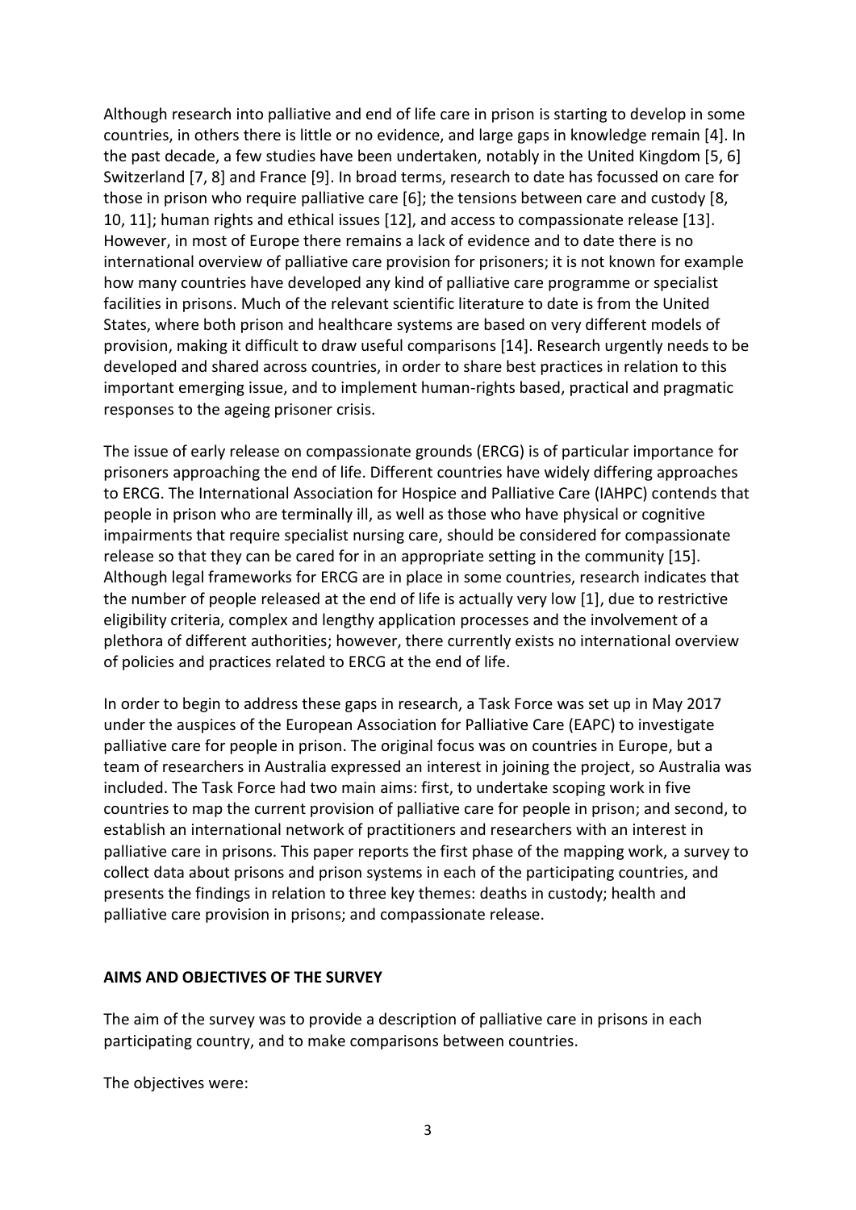Although research into palliative and end of life care in prison is starting to develop in some countries, in others there is little or no evidence, and large gaps in knowledge remain [4]. In the past decade, a few studies have been undertaken, notably in the United Kingdom [5, 6] Switzerland [7, 8] and France [9]. In broad terms, research to date has focussed on care for those in prison who require palliative care [6]; the tensions between care and custody [8, 10, 11]; human rights and ethical issues [12], and access to compassionate release [13]. However, in most of Europe there remains a lack of evidence and to date there is no international overview of palliative care provision for prisoners; it is not known for example how many countries have developed any kind of palliative care programme or specialist facilities in prisons. Much of the relevant scientific literature to date is from the United States, where both prison and healthcare systems are based on very different models of provision, making it difficult to draw useful comparisons [14]. Research urgently needs to be developed and shared across countries, in order to share best practices in relation to this important emerging issue, and to implement human-rights based, practical and pragmatic responses to the ageing prisoner crisis.

The issue of early release on compassionate grounds (ERCG) is of particular importance for prisoners approaching the end of life. Different countries have widely differing approaches to ERCG. The International Association for Hospice and Palliative Care (IAHPC) contends that people in prison who are terminally ill, as well as those who have physical or cognitive impairments that require specialist nursing care, should be considered for compassionate release so that they can be cared for in an appropriate setting in the community [15]. Although legal frameworks for ERCG are in place in some countries, research indicates that the number of people released at the end of life is actually very low [1], due to restrictive eligibility criteria, complex and lengthy application processes and the involvement of a plethora of different authorities; however, there currently exists no international overview of policies and practices related to ERCG at the end of life.

In order to begin to address these gaps in research, a Task Force was set up in May 2017 under the auspices of the European Association for Palliative Care (EAPC) to investigate palliative care for people in prison. The original focus was on countries in Europe, but a team of researchers in Australia expressed an interest in joining the project, so Australia was included. The Task Force had two main aims: first, to undertake scoping work in five countries to map the current provision of palliative care for people in prison; and second, to establish an international network of practitioners and researchers with an interest in palliative care in prisons. This paper reports the first phase of the mapping work, a survey to collect data about prisons and prison systems in each of the participating countries, and presents the findings in relation to three key themes: deaths in custody; health and palliative care provision in prisons; and compassionate release.

## AIMS AND OBJECTIVES OF THE SURVEY

The aim of the survey was to provide a description of palliative care in prisons in each participating country, and to make comparisons between countries.

The objectives were: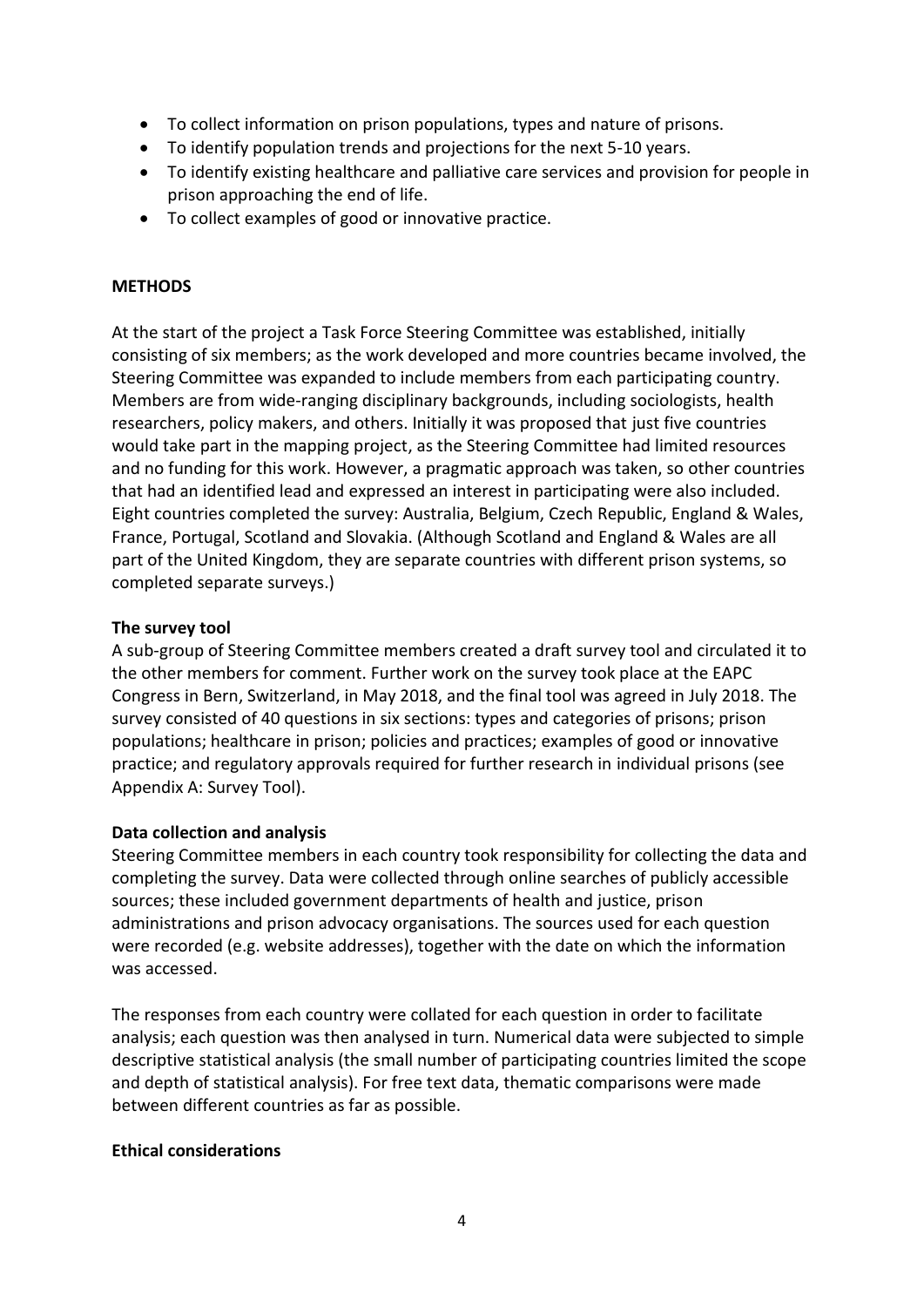- To collect information on prison populations, types and nature of prisons.
- To identify population trends and projections for the next 5-10 years.
- To identify existing healthcare and palliative care services and provision for people in prison approaching the end of life.
- To collect examples of good or innovative practice.

## METHODS

At the start of the project a Task Force Steering Committee was established, initially consisting of six members; as the work developed and more countries became involved, the Steering Committee was expanded to include members from each participating country. Members are from wide-ranging disciplinary backgrounds, including sociologists, health researchers, policy makers, and others. Initially it was proposed that just five countries would take part in the mapping project, as the Steering Committee had limited resources and no funding for this work. However, a pragmatic approach was taken, so other countries that had an identified lead and expressed an interest in participating were also included. Eight countries completed the survey: Australia, Belgium, Czech Republic, England & Wales, France, Portugal, Scotland and Slovakia. (Although Scotland and England & Wales are all part of the United Kingdom, they are separate countries with different prison systems, so completed separate surveys.)

### The survey tool

A sub-group of Steering Committee members created a draft survey tool and circulated it to the other members for comment. Further work on the survey took place at the EAPC Congress in Bern, Switzerland, in May 2018, and the final tool was agreed in July 2018. The survey consisted of 40 questions in six sections: types and categories of prisons; prison populations; healthcare in prison; policies and practices; examples of good or innovative practice; and regulatory approvals required for further research in individual prisons (see Appendix A: Survey Tool).

### Data collection and analysis

Steering Committee members in each country took responsibility for collecting the data and completing the survey. Data were collected through online searches of publicly accessible sources; these included government departments of health and justice, prison administrations and prison advocacy organisations. The sources used for each question were recorded (e.g. website addresses), together with the date on which the information was accessed.

The responses from each country were collated for each question in order to facilitate analysis; each question was then analysed in turn. Numerical data were subjected to simple descriptive statistical analysis (the small number of participating countries limited the scope and depth of statistical analysis). For free text data, thematic comparisons were made between different countries as far as possible.

### Ethical considerations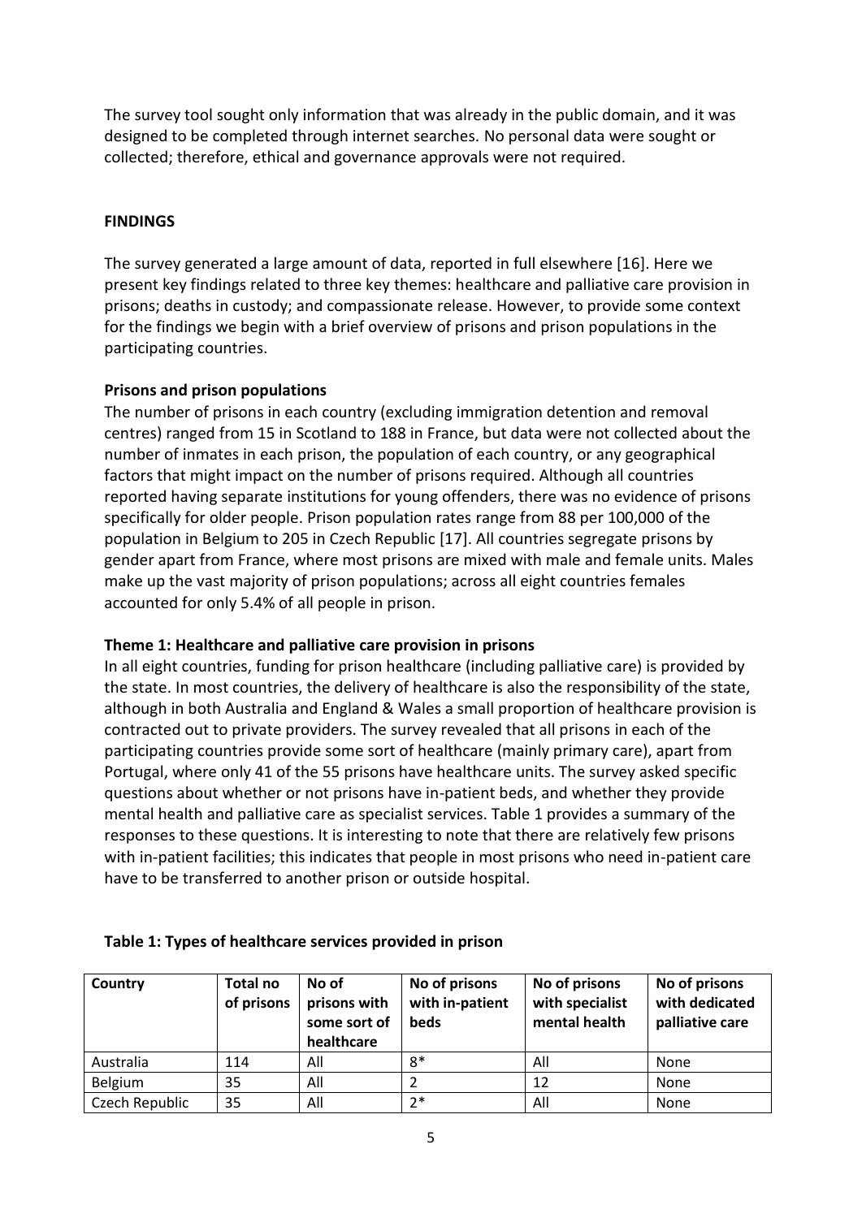The survey tool sought only information that was already in the public domain, and it was designed to be completed through internet searches. No personal data were sought or collected; therefore, ethical and governance approvals were not required.

## FINDINGS

The survey generated a large amount of data, reported in full elsewhere [16]. Here we present key findings related to three key themes: healthcare and palliative care provision in prisons; deaths in custody; and compassionate release. However, to provide some context for the findings we begin with a brief overview of prisons and prison populations in the participating countries.

### Prisons and prison populations

The number of prisons in each country (excluding immigration detention and removal centres) ranged from 15 in Scotland to 188 in France, but data were not collected about the number of inmates in each prison, the population of each country, or any geographical factors that might impact on the number of prisons required. Although all countries reported having separate institutions for young offenders, there was no evidence of prisons specifically for older people. Prison population rates range from 88 per 100,000 of the population in Belgium to 205 in Czech Republic [17]. All countries segregate prisons by gender apart from France, where most prisons are mixed with male and female units. Males make up the vast majority of prison populations; across all eight countries females accounted for only 5.4% of all people in prison.

### Theme 1: Healthcare and palliative care provision in prisons

In all eight countries, funding for prison healthcare (including palliative care) is provided by the state. In most countries, the delivery of healthcare is also the responsibility of the state, although in both Australia and England & Wales a small proportion of healthcare provision is contracted out to private providers. The survey revealed that all prisons in each of the participating countries provide some sort of healthcare (mainly primary care), apart from Portugal, where only 41 of the 55 prisons have healthcare units. The survey asked specific questions about whether or not prisons have in-patient beds, and whether they provide mental health and palliative care as specialist services. Table 1 provides a summary of the responses to these questions. It is interesting to note that there are relatively few prisons with in-patient facilities; this indicates that people in most prisons who need in-patient care have to be transferred to another prison or outside hospital.

**Table 1: Types of healthcare services provided in prison**

| Country | Total no of prisons | No of prisons with some sort of healthcare | No of prisons with in-patient beds | No of prisons with specialist mental health | No of prisons with dedicated palliative care |
|---|---|---|---|---|---|
| Australia | 114 | All | 8* | All | None |
| Belgium | 35 | All | 2 | 12 | None |
| Czech Republic | 35 | All | 2* | All | None |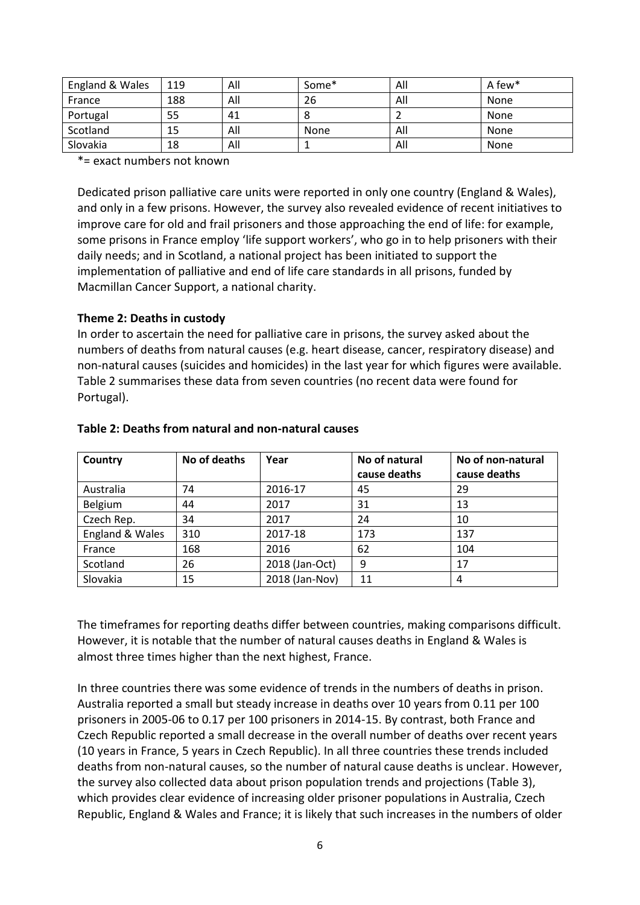| England & Wales | 119 | All | Some* | All | A few* |
|---|---|---|---|---|---|
| France | 188 | All | 26 | All | None |
| Portugal | 55 | 41 | 8 | 2 | None |
| Scotland | 15 | All | None | All | None |
| Slovakia | 18 | All | 1 | All | None |

*= exact numbers not known

Dedicated prison palliative care units were reported in only one country (England & Wales), and only in a few prisons. However, the survey also revealed evidence of recent initiatives to improve care for old and frail prisoners and those approaching the end of life: for example, some prisons in France employ 'life support workers', who go in to help prisoners with their daily needs; and in Scotland, a national project has been initiated to support the implementation of palliative and end of life care standards in all prisons, funded by Macmillan Cancer Support, a national charity.

**Theme 2: Deaths in custody**

In order to ascertain the need for palliative care in prisons, the survey asked about the numbers of deaths from natural causes (e.g. heart disease, cancer, respiratory disease) and non-natural causes (suicides and homicides) in the last year for which figures were available. Table 2 summarises these data from seven countries (no recent data were found for Portugal).

**Table 2: Deaths from natural and non-natural causes**

| Country | No of deaths | Year | No of natural cause deaths | No of non-natural cause deaths |
|---|---|---|---|---|
| Australia | 74 | 2016-17 | 45 | 29 |
| Belgium | 44 | 2017 | 31 | 13 |
| Czech Rep. | 34 | 2017 | 24 | 10 |
| England & Wales | 310 | 2017-18 | 173 | 137 |
| France | 168 | 2016 | 62 | 104 |
| Scotland | 26 | 2018 (Jan-Oct) | 9 | 17 |
| Slovakia | 15 | 2018 (Jan-Nov) | 11 | 4 |

The timeframes for reporting deaths differ between countries, making comparisons difficult. However, it is notable that the number of natural causes deaths in England & Wales is almost three times higher than the next highest, France.

In three countries there was some evidence of trends in the numbers of deaths in prison. Australia reported a small but steady increase in deaths over 10 years from 0.11 per 100 prisoners in 2005-06 to 0.17 per 100 prisoners in 2014-15. By contrast, both France and Czech Republic reported a small decrease in the overall number of deaths over recent years (10 years in France, 5 years in Czech Republic). In all three countries these trends included deaths from non-natural causes, so the number of natural cause deaths is unclear. However, the survey also collected data about prison population trends and projections (Table 3), which provides clear evidence of increasing older prisoner populations in Australia, Czech Republic, England & Wales and France; it is likely that such increases in the numbers of older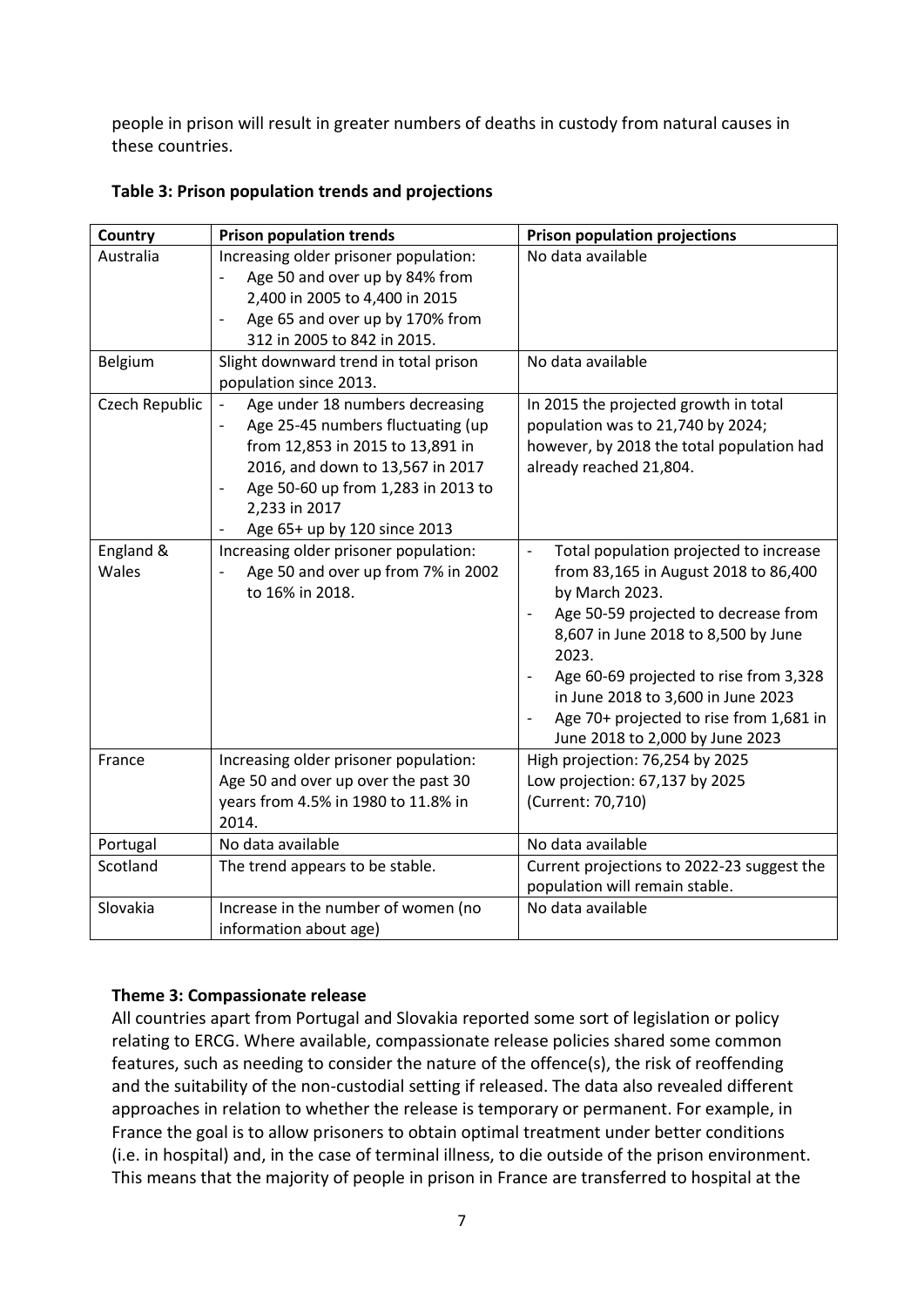people in prison will result in greater numbers of deaths in custody from natural causes in these countries.

**Table 3: Prison population trends and projections**

| Country | Prison population trends | Prison population projections |
|---|---|---|
| Australia | Increasing older prisoner population:<br>- Age 50 and over up by 84% from 2,400 in 2005 to 4,400 in 2015<br>- Age 65 and over up by 170% from 312 in 2005 to 842 in 2015. | No data available |
| Belgium | Slight downward trend in total prison population since 2013. | No data available |
| Czech Republic | - Age under 18 numbers decreasing<br>- Age 25-45 numbers fluctuating (up from 12,853 in 2015 to 13,891 in 2016, and down to 13,567 in 2017<br>- Age 50-60 up from 1,283 in 2013 to 2,233 in 2017<br>- Age 65+ up by 120 since 2013 | In 2015 the projected growth in total population was to 21,740 by 2024; however, by 2018 the total population had already reached 21,804. |
| England & Wales | Increasing older prisoner population:<br>- Age 50 and over up from 7% in 2002 to 16% in 2018. | - Total population projected to increase from 83,165 in August 2018 to 86,400 by March 2023.<br>- Age 50-59 projected to decrease from 8,607 in June 2018 to 8,500 by June 2023.<br>- Age 60-69 projected to rise from 3,328 in June 2018 to 3,600 in June 2023<br>- Age 70+ projected to rise from 1,681 in June 2018 to 2,000 by June 2023 |
| France | Increasing older prisoner population: Age 50 and over up over the past 30 years from 4.5% in 1980 to 11.8% in 2014. | High projection: 76,254 by 2025<br>Low projection: 67,137 by 2025<br>(Current: 70,710) |
| Portugal | No data available | No data available |
| Scotland | The trend appears to be stable. | Current projections to 2022-23 suggest the population will remain stable. |
| Slovakia | Increase in the number of women (no information about age) | No data available |

**Theme 3: Compassionate release**

All countries apart from Portugal and Slovakia reported some sort of legislation or policy relating to ERCG. Where available, compassionate release policies shared some common features, such as needing to consider the nature of the offence(s), the risk of reoffending and the suitability of the non-custodial setting if released. The data also revealed different approaches in relation to whether the release is temporary or permanent. For example, in France the goal is to allow prisoners to obtain optimal treatment under better conditions (i.e. in hospital) and, in the case of terminal illness, to die outside of the prison environment. This means that the majority of people in prison in France are transferred to hospital at the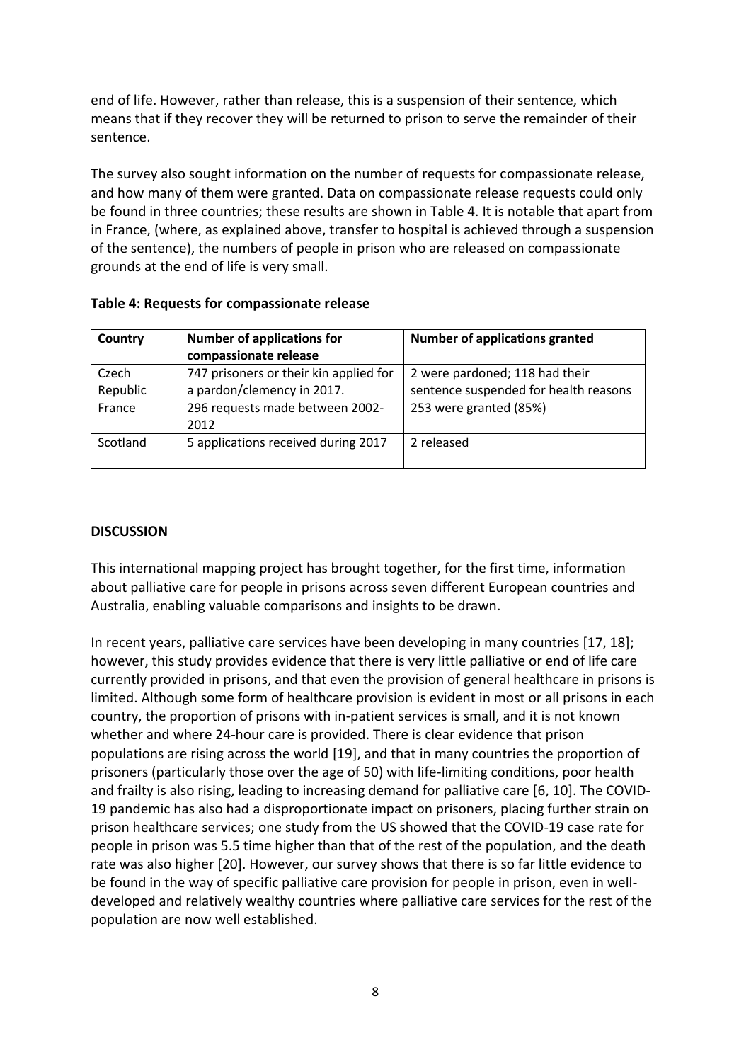end of life. However, rather than release, this is a suspension of their sentence, which means that if they recover they will be returned to prison to serve the remainder of their sentence.

The survey also sought information on the number of requests for compassionate release, and how many of them were granted. Data on compassionate release requests could only be found in three countries; these results are shown in Table 4. It is notable that apart from in France, (where, as explained above, transfer to hospital is achieved through a suspension of the sentence), the numbers of people in prison who are released on compassionate grounds at the end of life is very small.

**Table 4: Requests for compassionate release**

| Country | Number of applications for compassionate release | Number of applications granted |
|---|---|---|
| Czech Republic | 747 prisoners or their kin applied for a pardon/clemency in 2017. | 2 were pardoned; 118 had their sentence suspended for health reasons |
| France | 296 requests made between 2002-2012 | 253 were granted (85%) |
| Scotland | 5 applications received during 2017 | 2 released |

## DISCUSSION

This international mapping project has brought together, for the first time, information about palliative care for people in prisons across seven different European countries and Australia, enabling valuable comparisons and insights to be drawn.

In recent years, palliative care services have been developing in many countries [17, 18]; however, this study provides evidence that there is very little palliative or end of life care currently provided in prisons, and that even the provision of general healthcare in prisons is limited. Although some form of healthcare provision is evident in most or all prisons in each country, the proportion of prisons with in-patient services is small, and it is not known whether and where 24-hour care is provided. There is clear evidence that prison populations are rising across the world [19], and that in many countries the proportion of prisoners (particularly those over the age of 50) with life-limiting conditions, poor health and frailty is also rising, leading to increasing demand for palliative care [6, 10]. The COVID-19 pandemic has also had a disproportionate impact on prisoners, placing further strain on prison healthcare services; one study from the US showed that the COVID-19 case rate for people in prison was 5.5 time higher than that of the rest of the population, and the death rate was also higher [20]. However, our survey shows that there is so far little evidence to be found in the way of specific palliative care provision for people in prison, even in well-developed and relatively wealthy countries where palliative care services for the rest of the population are now well established.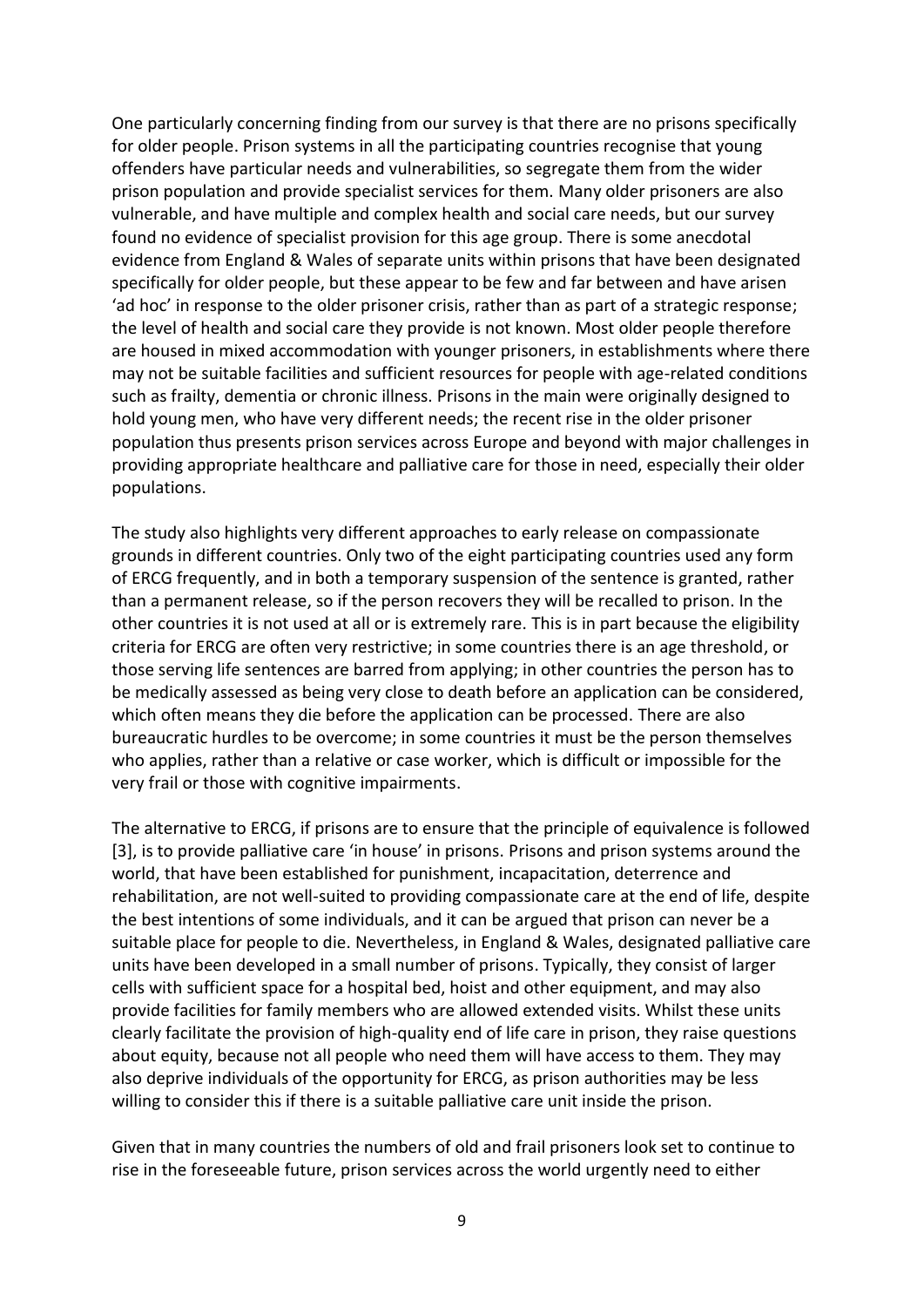One particularly concerning finding from our survey is that there are no prisons specifically for older people. Prison systems in all the participating countries recognise that young offenders have particular needs and vulnerabilities, so segregate them from the wider prison population and provide specialist services for them. Many older prisoners are also vulnerable, and have multiple and complex health and social care needs, but our survey found no evidence of specialist provision for this age group. There is some anecdotal evidence from England & Wales of separate units within prisons that have been designated specifically for older people, but these appear to be few and far between and have arisen 'ad hoc' in response to the older prisoner crisis, rather than as part of a strategic response; the level of health and social care they provide is not known. Most older people therefore are housed in mixed accommodation with younger prisoners, in establishments where there may not be suitable facilities and sufficient resources for people with age-related conditions such as frailty, dementia or chronic illness. Prisons in the main were originally designed to hold young men, who have very different needs; the recent rise in the older prisoner population thus presents prison services across Europe and beyond with major challenges in providing appropriate healthcare and palliative care for those in need, especially their older populations.

The study also highlights very different approaches to early release on compassionate grounds in different countries. Only two of the eight participating countries used any form of ERCG frequently, and in both a temporary suspension of the sentence is granted, rather than a permanent release, so if the person recovers they will be recalled to prison. In the other countries it is not used at all or is extremely rare. This is in part because the eligibility criteria for ERCG are often very restrictive; in some countries there is an age threshold, or those serving life sentences are barred from applying; in other countries the person has to be medically assessed as being very close to death before an application can be considered, which often means they die before the application can be processed. There are also bureaucratic hurdles to be overcome; in some countries it must be the person themselves who applies, rather than a relative or case worker, which is difficult or impossible for the very frail or those with cognitive impairments.

The alternative to ERCG, if prisons are to ensure that the principle of equivalence is followed [3], is to provide palliative care 'in house' in prisons. Prisons and prison systems around the world, that have been established for punishment, incapacitation, deterrence and rehabilitation, are not well-suited to providing compassionate care at the end of life, despite the best intentions of some individuals, and it can be argued that prison can never be a suitable place for people to die. Nevertheless, in England & Wales, designated palliative care units have been developed in a small number of prisons. Typically, they consist of larger cells with sufficient space for a hospital bed, hoist and other equipment, and may also provide facilities for family members who are allowed extended visits. Whilst these units clearly facilitate the provision of high-quality end of life care in prison, they raise questions about equity, because not all people who need them will have access to them. They may also deprive individuals of the opportunity for ERCG, as prison authorities may be less willing to consider this if there is a suitable palliative care unit inside the prison.

Given that in many countries the numbers of old and frail prisoners look set to continue to rise in the foreseeable future, prison services across the world urgently need to either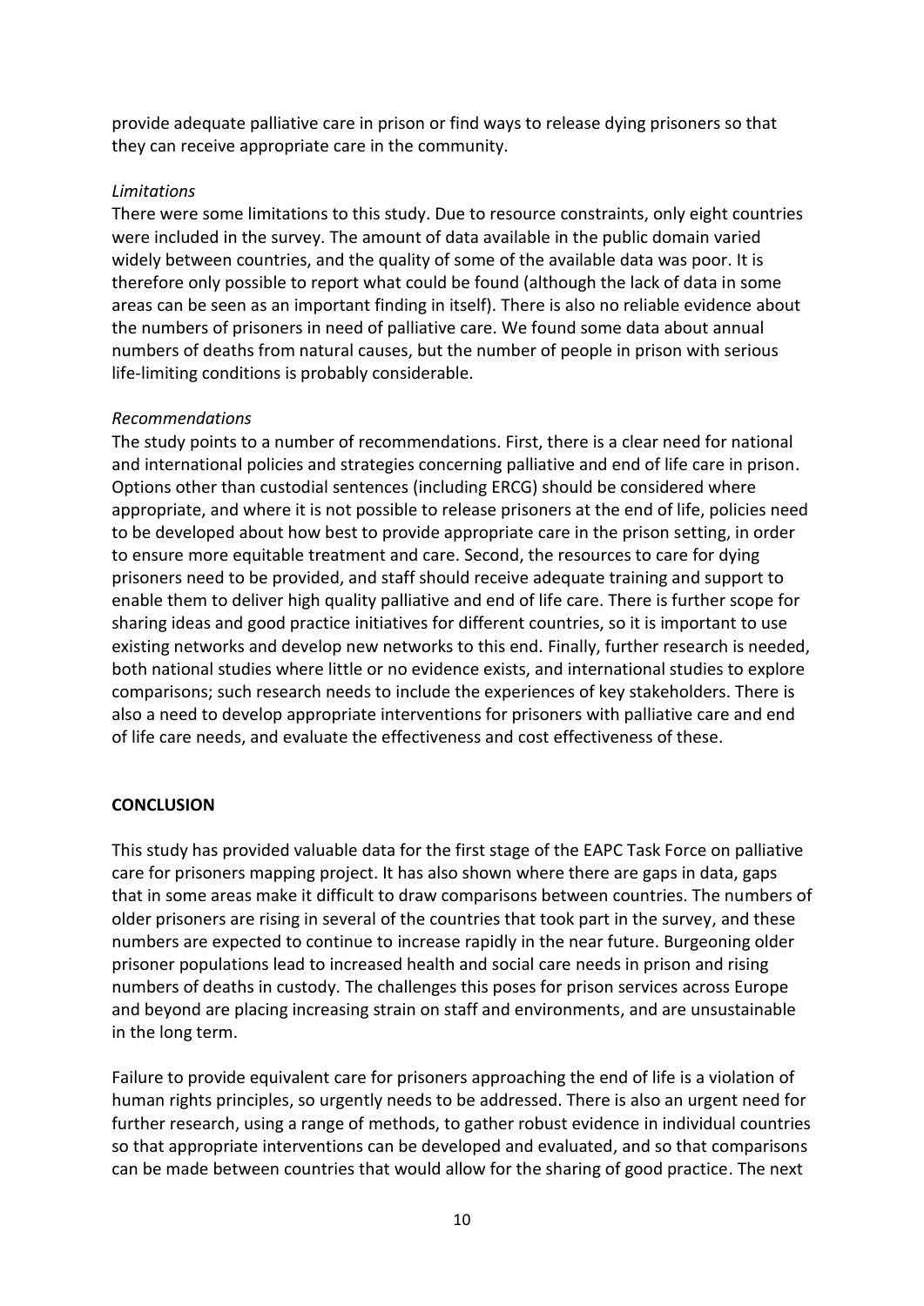provide adequate palliative care in prison or find ways to release dying prisoners so that they can receive appropriate care in the community.

*Limitations*

There were some limitations to this study. Due to resource constraints, only eight countries were included in the survey. The amount of data available in the public domain varied widely between countries, and the quality of some of the available data was poor. It is therefore only possible to report what could be found (although the lack of data in some areas can be seen as an important finding in itself). There is also no reliable evidence about the numbers of prisoners in need of palliative care. We found some data about annual numbers of deaths from natural causes, but the number of people in prison with serious life-limiting conditions is probably considerable.

*Recommendations*

The study points to a number of recommendations. First, there is a clear need for national and international policies and strategies concerning palliative and end of life care in prison. Options other than custodial sentences (including ERCG) should be considered where appropriate, and where it is not possible to release prisoners at the end of life, policies need to be developed about how best to provide appropriate care in the prison setting, in order to ensure more equitable treatment and care. Second, the resources to care for dying prisoners need to be provided, and staff should receive adequate training and support to enable them to deliver high quality palliative and end of life care. There is further scope for sharing ideas and good practice initiatives for different countries, so it is important to use existing networks and develop new networks to this end. Finally, further research is needed, both national studies where little or no evidence exists, and international studies to explore comparisons; such research needs to include the experiences of key stakeholders. There is also a need to develop appropriate interventions for prisoners with palliative care and end of life care needs, and evaluate the effectiveness and cost effectiveness of these.

## CONCLUSION

This study has provided valuable data for the first stage of the EAPC Task Force on palliative care for prisoners mapping project. It has also shown where there are gaps in data, gaps that in some areas make it difficult to draw comparisons between countries. The numbers of older prisoners are rising in several of the countries that took part in the survey, and these numbers are expected to continue to increase rapidly in the near future. Burgeoning older prisoner populations lead to increased health and social care needs in prison and rising numbers of deaths in custody. The challenges this poses for prison services across Europe and beyond are placing increasing strain on staff and environments, and are unsustainable in the long term.

Failure to provide equivalent care for prisoners approaching the end of life is a violation of human rights principles, so urgently needs to be addressed. There is also an urgent need for further research, using a range of methods, to gather robust evidence in individual countries so that appropriate interventions can be developed and evaluated, and so that comparisons can be made between countries that would allow for the sharing of good practice. The next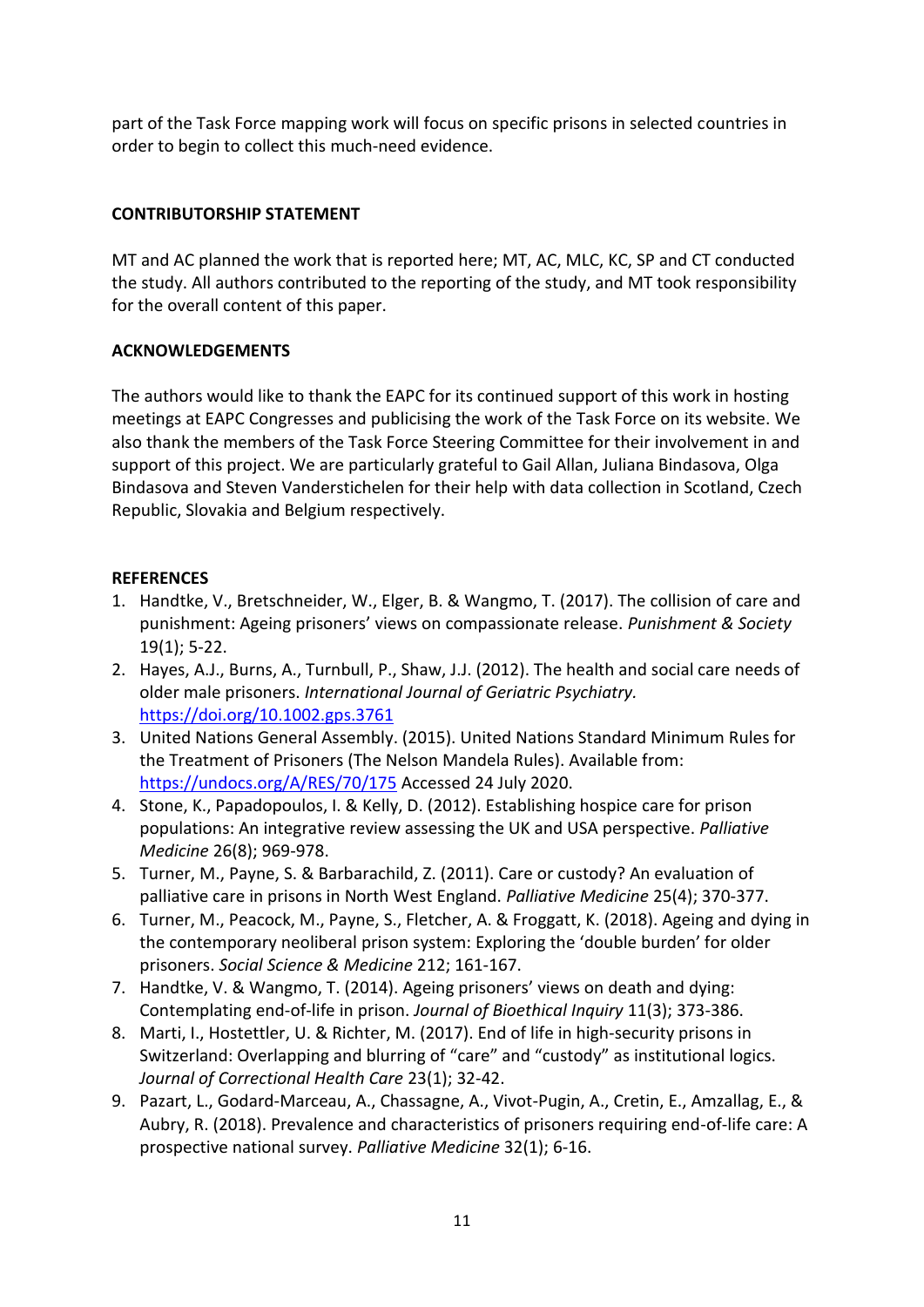part of the Task Force mapping work will focus on specific prisons in selected countries in order to begin to collect this much-need evidence.

## CONTRIBUTORSHIP STATEMENT

MT and AC planned the work that is reported here; MT, AC, MLC, KC, SP and CT conducted the study. All authors contributed to the reporting of the study, and MT took responsibility for the overall content of this paper.

## ACKNOWLEDGEMENTS

The authors would like to thank the EAPC for its continued support of this work in hosting meetings at EAPC Congresses and publicising the work of the Task Force on its website. We also thank the members of the Task Force Steering Committee for their involvement in and support of this project. We are particularly grateful to Gail Allan, Juliana Bindasova, Olga Bindasova and Steven Vanderstichelen for their help with data collection in Scotland, Czech Republic, Slovakia and Belgium respectively.

## REFERENCES

1. Handtke, V., Bretschneider, W., Elger, B. & Wangmo, T. (2017). The collision of care and punishment: Ageing prisoners' views on compassionate release. *Punishment & Society* 19(1); 5-22.
2. Hayes, A.J., Burns, A., Turnbull, P., Shaw, J.J. (2012). The health and social care needs of older male prisoners. *International Journal of Geriatric Psychiatry.* https://doi.org/10.1002.gps.3761
3. United Nations General Assembly. (2015). United Nations Standard Minimum Rules for the Treatment of Prisoners (The Nelson Mandela Rules). Available from: https://undocs.org/A/RES/70/175 Accessed 24 July 2020.
4. Stone, K., Papadopoulos, I. & Kelly, D. (2012). Establishing hospice care for prison populations: An integrative review assessing the UK and USA perspective. *Palliative Medicine* 26(8); 969-978.
5. Turner, M., Payne, S. & Barbarachild, Z. (2011). Care or custody? An evaluation of palliative care in prisons in North West England. *Palliative Medicine* 25(4); 370-377.
6. Turner, M., Peacock, M., Payne, S., Fletcher, A. & Froggatt, K. (2018). Ageing and dying in the contemporary neoliberal prison system: Exploring the 'double burden' for older prisoners. *Social Science & Medicine* 212; 161-167.
7. Handtke, V. & Wangmo, T. (2014). Ageing prisoners' views on death and dying: Contemplating end-of-life in prison. *Journal of Bioethical Inquiry* 11(3); 373-386.
8. Marti, I., Hostettler, U. & Richter, M. (2017). End of life in high-security prisons in Switzerland: Overlapping and blurring of "care" and "custody" as institutional logics. *Journal of Correctional Health Care* 23(1); 32-42.
9. Pazart, L., Godard-Marceau, A., Chassagne, A., Vivot-Pugin, A., Cretin, E., Amzallag, E., & Aubry, R. (2018). Prevalence and characteristics of prisoners requiring end-of-life care: A prospective national survey. *Palliative Medicine* 32(1); 6-16.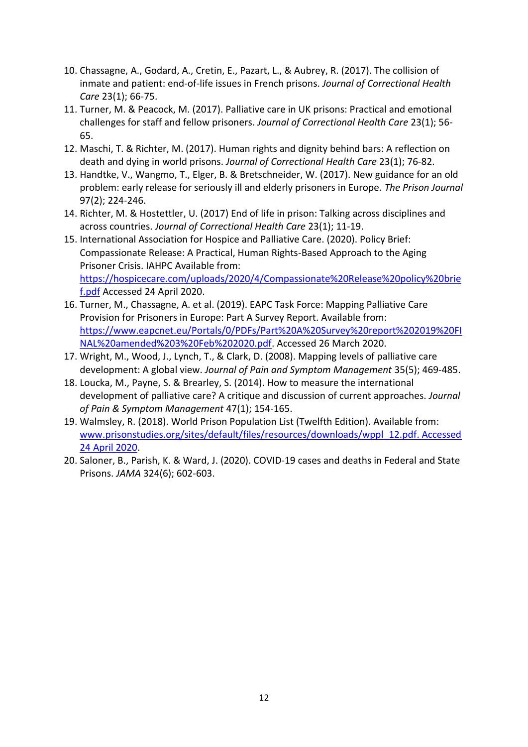10. Chassagne, A., Godard, A., Cretin, E., Pazart, L., & Aubrey, R. (2017). The collision of inmate and patient: end-of-life issues in French prisons. *Journal of Correctional Health Care* 23(1); 66-75.
11. Turner, M. & Peacock, M. (2017). Palliative care in UK prisons: Practical and emotional challenges for staff and fellow prisoners. *Journal of Correctional Health Care* 23(1); 56-65.
12. Maschi, T. & Richter, M. (2017). Human rights and dignity behind bars: A reflection on death and dying in world prisons. *Journal of Correctional Health Care* 23(1); 76-82.
13. Handtke, V., Wangmo, T., Elger, B. & Bretschneider, W. (2017). New guidance for an old problem: early release for seriously ill and elderly prisoners in Europe. *The Prison Journal* 97(2); 224-246.
14. Richter, M. & Hostettler, U. (2017) End of life in prison: Talking across disciplines and across countries. *Journal of Correctional Health Care* 23(1); 11-19.
15. International Association for Hospice and Palliative Care. (2020). Policy Brief: Compassionate Release: A Practical, Human Rights-Based Approach to the Aging Prisoner Crisis. IAHPC Available from: https://hospicecare.com/uploads/2020/4/Compassionate%20Release%20policy%20brief.pdf Accessed 24 April 2020.
16. Turner, M., Chassagne, A. et al. (2019). EAPC Task Force: Mapping Palliative Care Provision for Prisoners in Europe: Part A Survey Report. Available from: https://www.eapcnet.eu/Portals/0/PDFs/Part%20A%20Survey%20report%202019%20FINAL%20amended%203%20Feb%202020.pdf. Accessed 26 March 2020.
17. Wright, M., Wood, J., Lynch, T., & Clark, D. (2008). Mapping levels of palliative care development: A global view. *Journal of Pain and Symptom Management* 35(5); 469-485.
18. Loucka, M., Payne, S. & Brearley, S. (2014). How to measure the international development of palliative care? A critique and discussion of current approaches. *Journal of Pain & Symptom Management* 47(1); 154-165.
19. Walmsley, R. (2018). World Prison Population List (Twelfth Edition). Available from: www.prisonstudies.org/sites/default/files/resources/downloads/wppl_12.pdf. Accessed 24 April 2020.
20. Saloner, B., Parish, K. & Ward, J. (2020). COVID-19 cases and deaths in Federal and State Prisons. *JAMA* 324(6); 602-603.